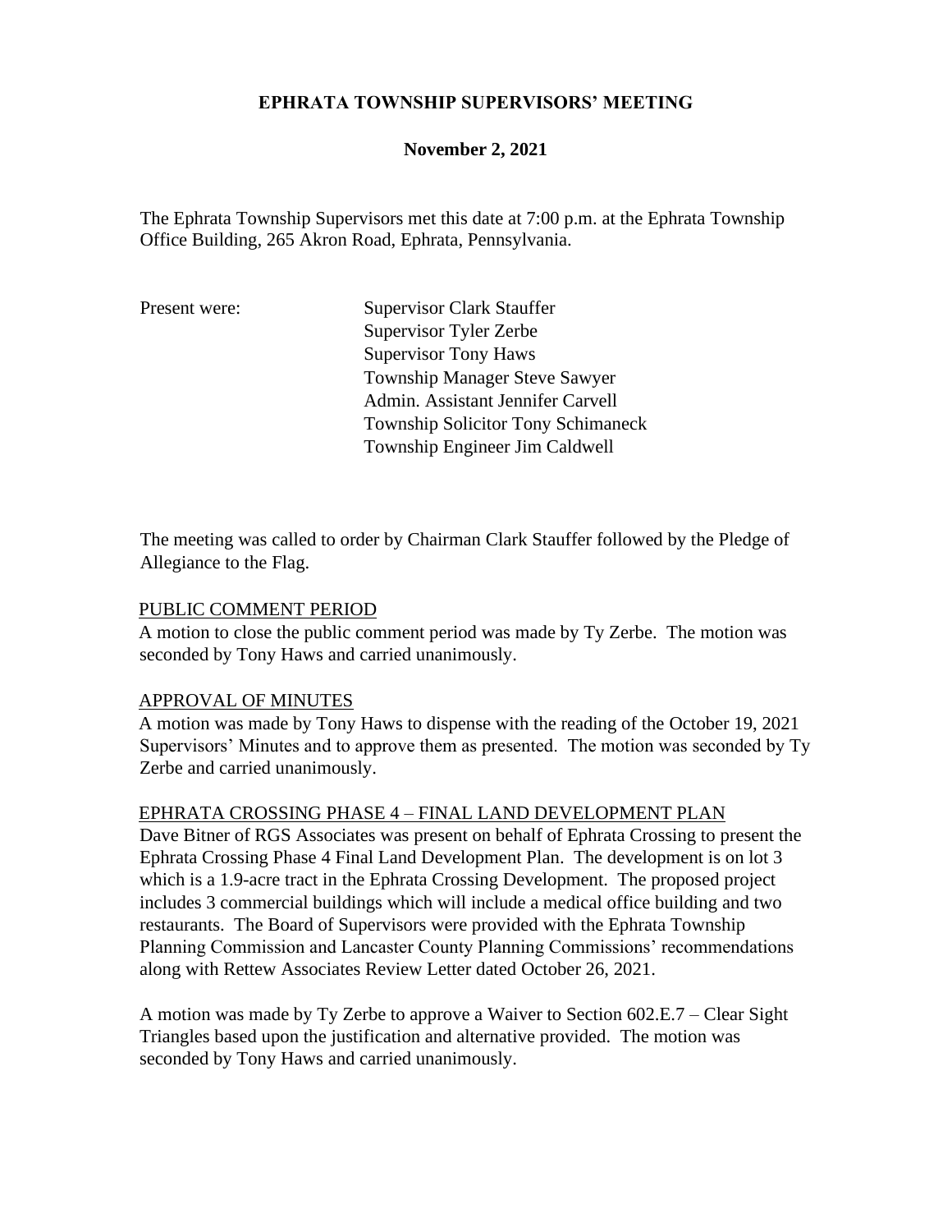# EPHRATA TOWNSHIP SUPERVISORS' MEETING

## November 2, 2021

The Ephrata Township Supervisors met this date at 7:00 p.m. at the Ephrata Township Office Building, 265 Akron Road, Ephrata, Pennsylvania.

Present were:
- Supervisor Clark Stauffer
- Supervisor Tyler Zerbe
- Supervisor Tony Haws
- Township Manager Steve Sawyer
- Admin. Assistant Jennifer Carvell
- Township Solicitor Tony Schimaneck
- Township Engineer Jim Caldwell

The meeting was called to order by Chairman Clark Stauffer followed by the Pledge of Allegiance to the Flag.

<u>PUBLIC COMMENT PERIOD</u>

A motion to close the public comment period was made by Ty Zerbe. The motion was seconded by Tony Haws and carried unanimously.

<u>APPROVAL OF MINUTES</u>

A motion was made by Tony Haws to dispense with the reading of the October 19, 2021 Supervisors' Minutes and to approve them as presented. The motion was seconded by Ty Zerbe and carried unanimously.

<u>EPHRATA CROSSING PHASE 4 – FINAL LAND DEVELOPMENT PLAN</u>

Dave Bitner of RGS Associates was present on behalf of Ephrata Crossing to present the Ephrata Crossing Phase 4 Final Land Development Plan. The development is on lot 3 which is a 1.9-acre tract in the Ephrata Crossing Development. The proposed project includes 3 commercial buildings which will include a medical office building and two restaurants. The Board of Supervisors were provided with the Ephrata Township Planning Commission and Lancaster County Planning Commissions' recommendations along with Rettew Associates Review Letter dated October 26, 2021.

A motion was made by Ty Zerbe to approve a Waiver to Section 602.E.7 – Clear Sight Triangles based upon the justification and alternative provided. The motion was seconded by Tony Haws and carried unanimously.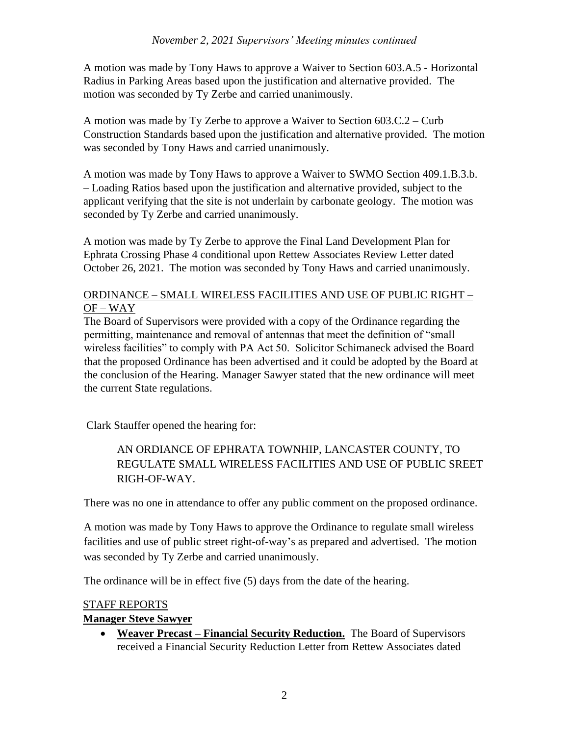A motion was made by Tony Haws to approve a Waiver to Section 603.A.5 - Horizontal Radius in Parking Areas based upon the justification and alternative provided. The motion was seconded by Ty Zerbe and carried unanimously.

A motion was made by Ty Zerbe to approve a Waiver to Section 603.C.2 – Curb Construction Standards based upon the justification and alternative provided. The motion was seconded by Tony Haws and carried unanimously.

A motion was made by Tony Haws to approve a Waiver to SWMO Section 409.1.B.3.b. – Loading Ratios based upon the justification and alternative provided, subject to the applicant verifying that the site is not underlain by carbonate geology. The motion was seconded by Ty Zerbe and carried unanimously.

A motion was made by Ty Zerbe to approve the Final Land Development Plan for Ephrata Crossing Phase 4 conditional upon Rettew Associates Review Letter dated October 26, 2021. The motion was seconded by Tony Haws and carried unanimously.

<u>ORDINANCE – SMALL WIRELESS FACILITIES AND USE OF PUBLIC RIGHT – OF – WAY</u>

The Board of Supervisors were provided with a copy of the Ordinance regarding the permitting, maintenance and removal of antennas that meet the definition of "small wireless facilities" to comply with PA Act 50. Solicitor Schimaneck advised the Board that the proposed Ordinance has been advertised and it could be adopted by the Board at the conclusion of the Hearing. Manager Sawyer stated that the new ordinance will meet the current State regulations.

Clark Stauffer opened the hearing for:

> AN ORDIANCE OF EPHRATA TOWNHIP, LANCASTER COUNTY, TO REGULATE SMALL WIRELESS FACILITIES AND USE OF PUBLIC SREET RIGH-OF-WAY.

There was no one in attendance to offer any public comment on the proposed ordinance.

A motion was made by Tony Haws to approve the Ordinance to regulate small wireless facilities and use of public street right-of-way's as prepared and advertised. The motion was seconded by Ty Zerbe and carried unanimously.

The ordinance will be in effect five (5) days from the date of the hearing.

<u>STAFF REPORTS</u>

**<u>Manager Steve Sawyer</u>**

- **<u>Weaver Precast – Financial Security Reduction.</u>** The Board of Supervisors received a Financial Security Reduction Letter from Rettew Associates dated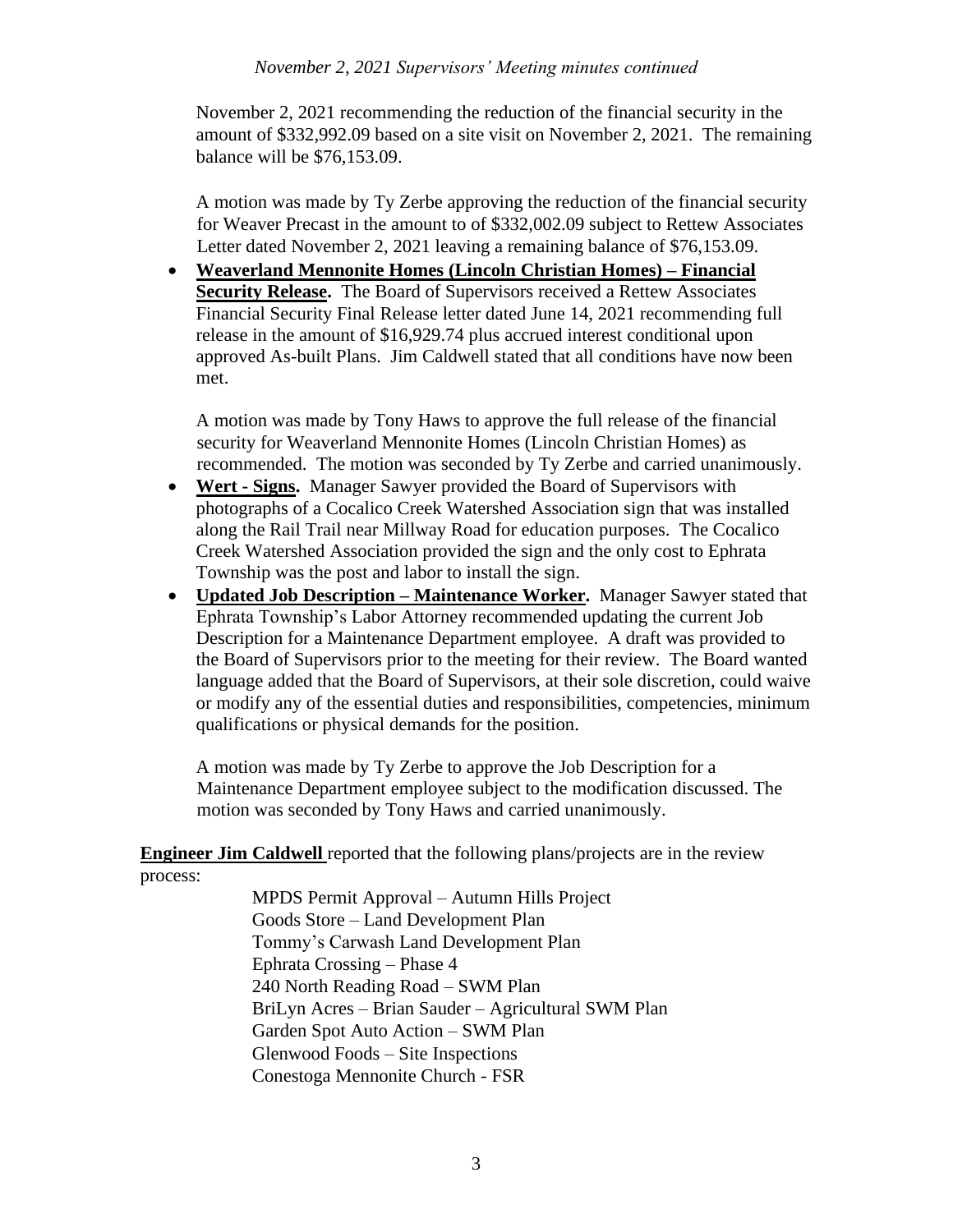November 2, 2021 recommending the reduction of the financial security in the amount of $332,992.09 based on a site visit on November 2, 2021. The remaining balance will be $76,153.09.

A motion was made by Ty Zerbe approving the reduction of the financial security for Weaver Precast in the amount to of $332,002.09 subject to Rettew Associates Letter dated November 2, 2021 leaving a remaining balance of $76,153.09.

- **Weaverland Mennonite Homes (Lincoln Christian Homes) – Financial Security Release.** The Board of Supervisors received a Rettew Associates Financial Security Final Release letter dated June 14, 2021 recommending full release in the amount of $16,929.74 plus accrued interest conditional upon approved As-built Plans. Jim Caldwell stated that all conditions have now been met.

  A motion was made by Tony Haws to approve the full release of the financial security for Weaverland Mennonite Homes (Lincoln Christian Homes) as recommended. The motion was seconded by Ty Zerbe and carried unanimously.

- **Wert - Signs.** Manager Sawyer provided the Board of Supervisors with photographs of a Cocalico Creek Watershed Association sign that was installed along the Rail Trail near Millway Road for education purposes. The Cocalico Creek Watershed Association provided the sign and the only cost to Ephrata Township was the post and labor to install the sign.
- **Updated Job Description – Maintenance Worker.** Manager Sawyer stated that Ephrata Township's Labor Attorney recommended updating the current Job Description for a Maintenance Department employee. A draft was provided to the Board of Supervisors prior to the meeting for their review. The Board wanted language added that the Board of Supervisors, at their sole discretion, could waive or modify any of the essential duties and responsibilities, competencies, minimum qualifications or physical demands for the position.

  A motion was made by Ty Zerbe to approve the Job Description for a Maintenance Department employee subject to the modification discussed. The motion was seconded by Tony Haws and carried unanimously.

**Engineer Jim Caldwell** reported that the following plans/projects are in the review process:

MPDS Permit Approval – Autumn Hills Project
Goods Store – Land Development Plan
Tommy's Carwash Land Development Plan
Ephrata Crossing – Phase 4
240 North Reading Road – SWM Plan
BriLyn Acres – Brian Sauder – Agricultural SWM Plan
Garden Spot Auto Action – SWM Plan
Glenwood Foods – Site Inspections
Conestoga Mennonite Church - FSR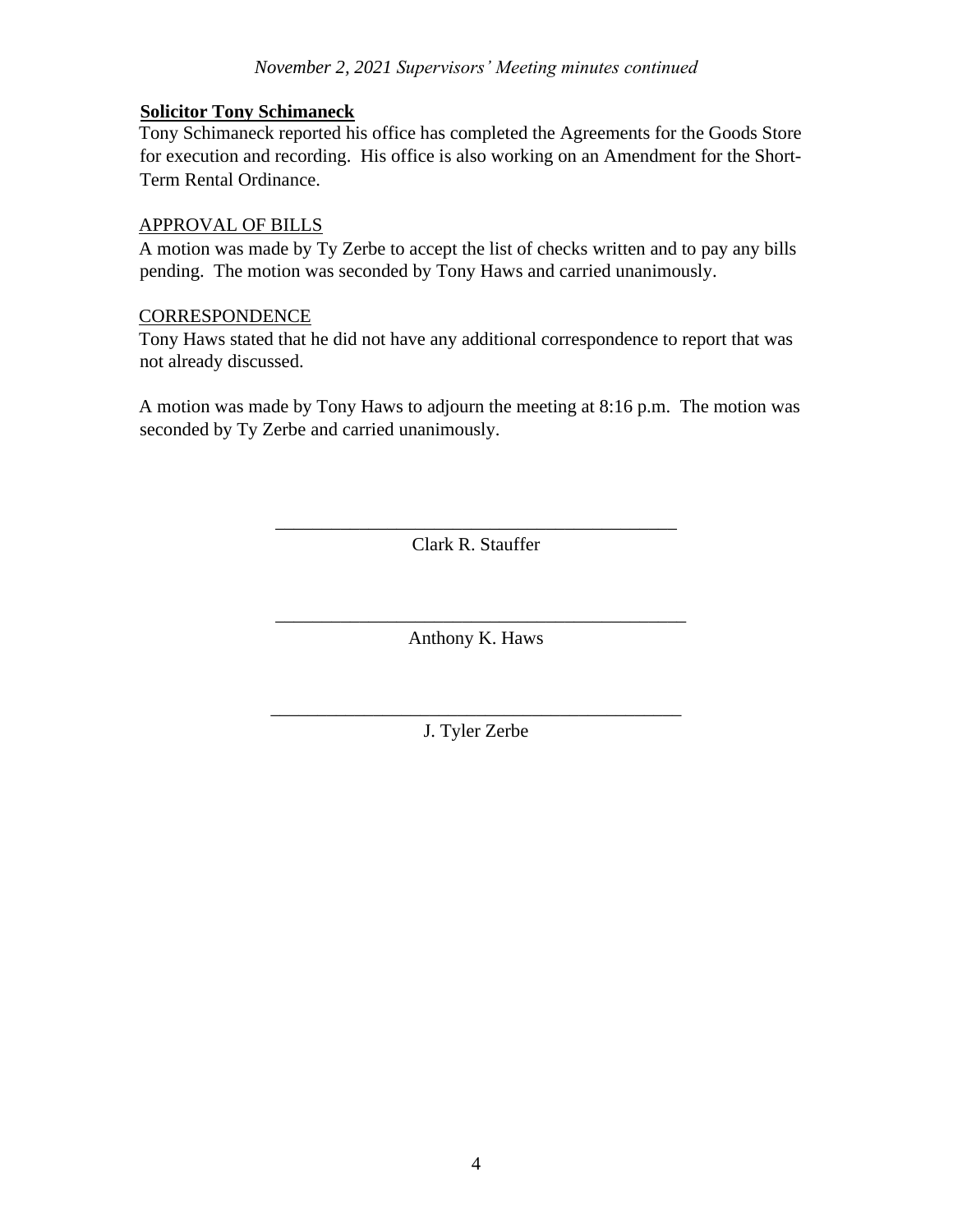**Solicitor Tony Schimaneck**

Tony Schimaneck reported his office has completed the Agreements for the Goods Store for execution and recording. His office is also working on an Amendment for the Short-Term Rental Ordinance.

APPROVAL OF BILLS

A motion was made by Ty Zerbe to accept the list of checks written and to pay any bills pending. The motion was seconded by Tony Haws and carried unanimously.

CORRESPONDENCE

Tony Haws stated that he did not have any additional correspondence to report that was not already discussed.

A motion was made by Tony Haws to adjourn the meeting at 8:16 p.m. The motion was seconded by Ty Zerbe and carried unanimously.

\_\_\_\_\_\_\_\_\_\_\_\_\_\_\_\_\_\_\_\_\_\_\_\_\_\_\_\_\_\_\_\_\_\_\_\_\_\_\_\_\_\_

Clark R. Stauffer

\_\_\_\_\_\_\_\_\_\_\_\_\_\_\_\_\_\_\_\_\_\_\_\_\_\_\_\_\_\_\_\_\_\_\_\_\_\_\_\_\_\_

Anthony K. Haws

\_\_\_\_\_\_\_\_\_\_\_\_\_\_\_\_\_\_\_\_\_\_\_\_\_\_\_\_\_\_\_\_\_\_\_\_\_\_\_\_\_\_

J. Tyler Zerbe